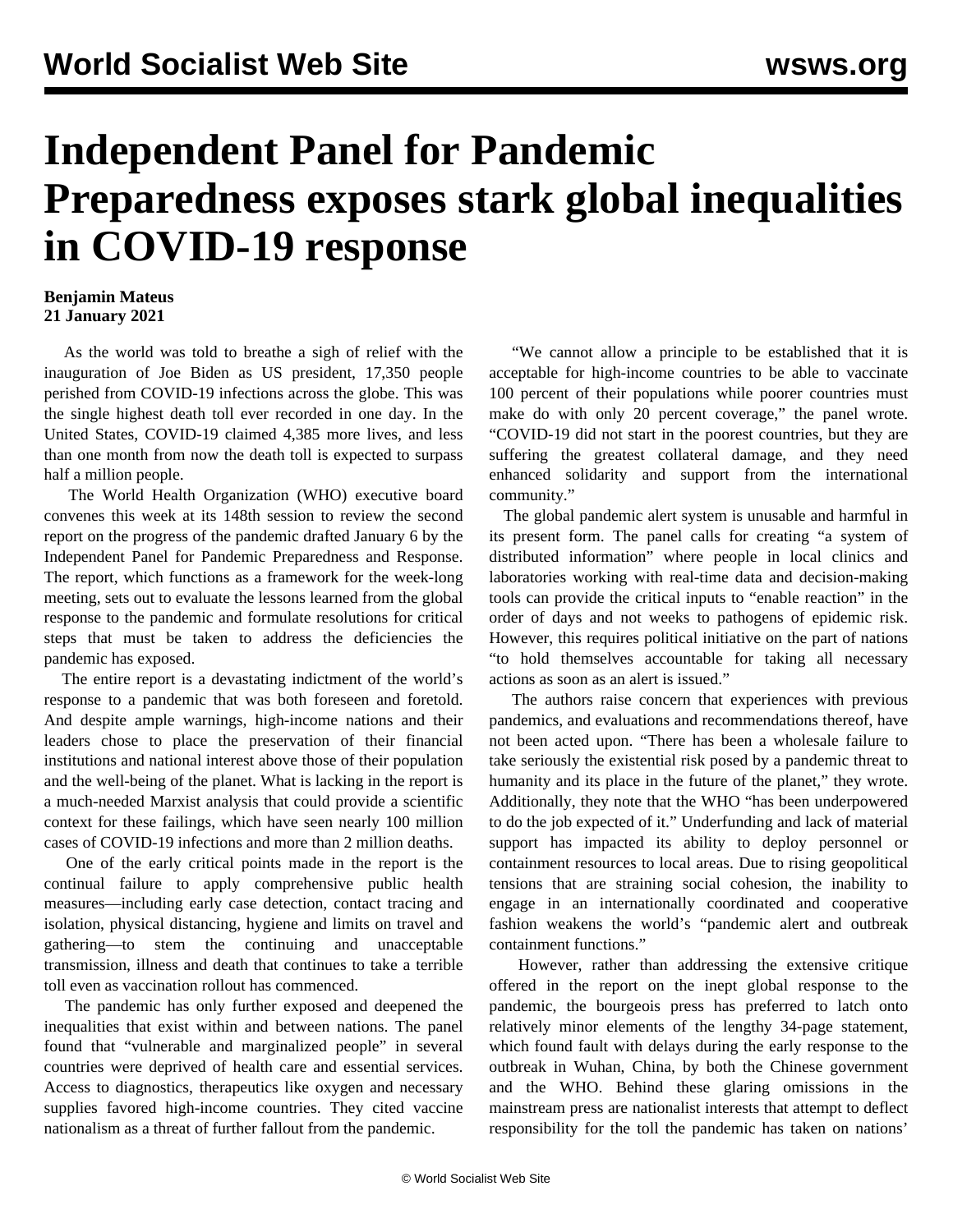# Independent Panel for Pandemic Preparedness exposes stark global inequalities in COVID-19 response

**Benjamin Mateus**
**21 January 2021**

As the world was told to breathe a sigh of relief with the inauguration of Joe Biden as US president, 17,350 people perished from COVID-19 infections across the globe. This was the single highest death toll ever recorded in one day. In the United States, COVID-19 claimed 4,385 more lives, and less than one month from now the death toll is expected to surpass half a million people.

The World Health Organization (WHO) executive board convenes this week at its 148th session to review the second report on the progress of the pandemic drafted January 6 by the Independent Panel for Pandemic Preparedness and Response. The report, which functions as a framework for the week-long meeting, sets out to evaluate the lessons learned from the global response to the pandemic and formulate resolutions for critical steps that must be taken to address the deficiencies the pandemic has exposed.

The entire report is a devastating indictment of the world's response to a pandemic that was both foreseen and foretold. And despite ample warnings, high-income nations and their leaders chose to place the preservation of their financial institutions and national interest above those of their population and the well-being of the planet. What is lacking in the report is a much-needed Marxist analysis that could provide a scientific context for these failings, which have seen nearly 100 million cases of COVID-19 infections and more than 2 million deaths.

One of the early critical points made in the report is the continual failure to apply comprehensive public health measures—including early case detection, contact tracing and isolation, physical distancing, hygiene and limits on travel and gathering—to stem the continuing and unacceptable transmission, illness and death that continues to take a terrible toll even as vaccination rollout has commenced.

The pandemic has only further exposed and deepened the inequalities that exist within and between nations. The panel found that "vulnerable and marginalized people" in several countries were deprived of health care and essential services. Access to diagnostics, therapeutics like oxygen and necessary supplies favored high-income countries. They cited vaccine nationalism as a threat of further fallout from the pandemic.

"We cannot allow a principle to be established that it is acceptable for high-income countries to be able to vaccinate 100 percent of their populations while poorer countries must make do with only 20 percent coverage," the panel wrote. "COVID-19 did not start in the poorest countries, but they are suffering the greatest collateral damage, and they need enhanced solidarity and support from the international community."

The global pandemic alert system is unusable and harmful in its present form. The panel calls for creating "a system of distributed information" where people in local clinics and laboratories working with real-time data and decision-making tools can provide the critical inputs to "enable reaction" in the order of days and not weeks to pathogens of epidemic risk. However, this requires political initiative on the part of nations "to hold themselves accountable for taking all necessary actions as soon as an alert is issued."

The authors raise concern that experiences with previous pandemics, and evaluations and recommendations thereof, have not been acted upon. "There has been a wholesale failure to take seriously the existential risk posed by a pandemic threat to humanity and its place in the future of the planet," they wrote. Additionally, they note that the WHO "has been underpowered to do the job expected of it." Underfunding and lack of material support has impacted its ability to deploy personnel or containment resources to local areas. Due to rising geopolitical tensions that are straining social cohesion, the inability to engage in an internationally coordinated and cooperative fashion weakens the world's "pandemic alert and outbreak containment functions."

However, rather than addressing the extensive critique offered in the report on the inept global response to the pandemic, the bourgeois press has preferred to latch onto relatively minor elements of the lengthy 34-page statement, which found fault with delays during the early response to the outbreak in Wuhan, China, by both the Chinese government and the WHO. Behind these glaring omissions in the mainstream press are nationalist interests that attempt to deflect responsibility for the toll the pandemic has taken on nations'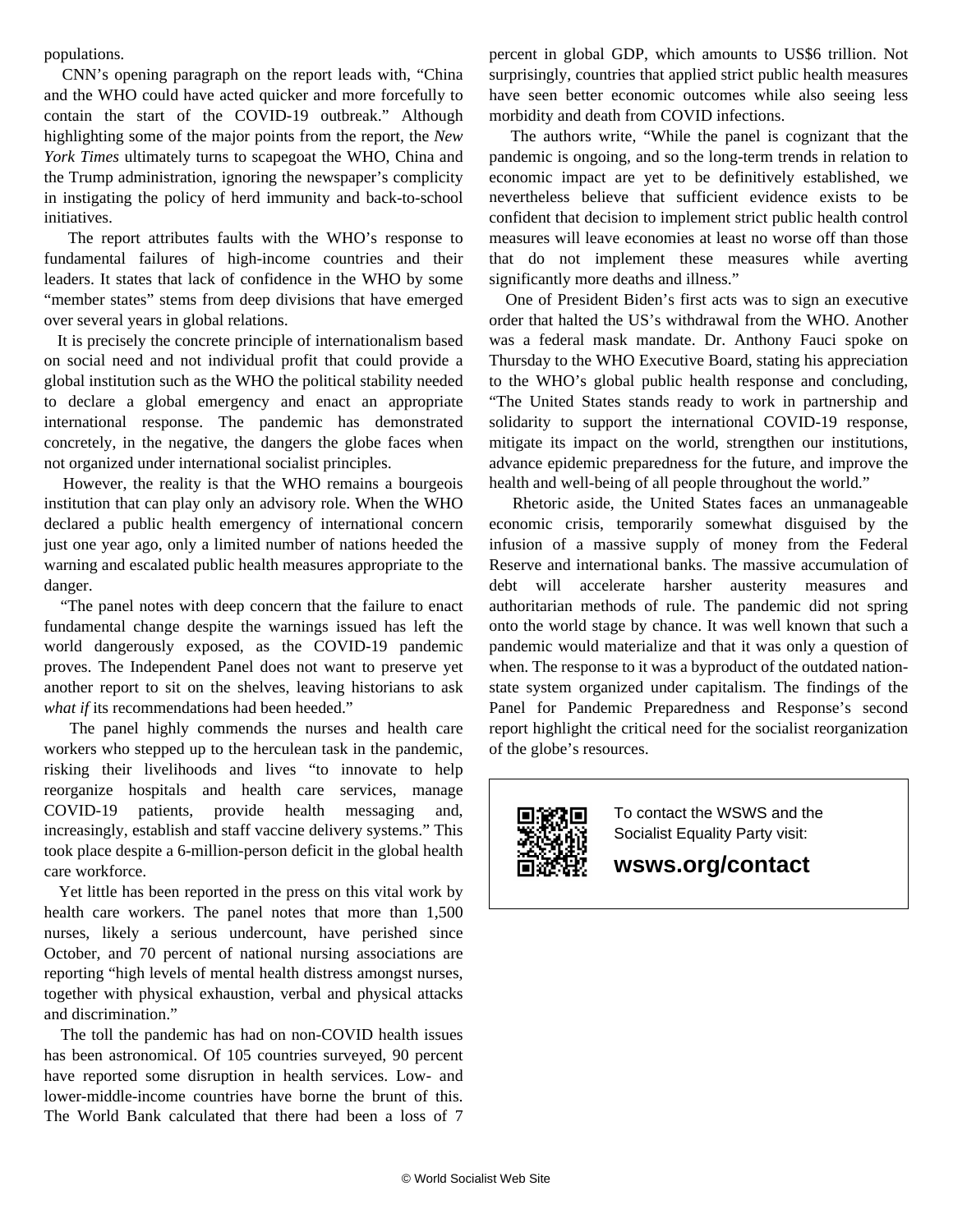populations.

CNN's opening paragraph on the report leads with, "China and the WHO could have acted quicker and more forcefully to contain the start of the COVID-19 outbreak." Although highlighting some of the major points from the report, the *New York Times* ultimately turns to scapegoat the WHO, China and the Trump administration, ignoring the newspaper's complicity in instigating the policy of herd immunity and back-to-school initiatives.

The report attributes faults with the WHO's response to fundamental failures of high-income countries and their leaders. It states that lack of confidence in the WHO by some "member states" stems from deep divisions that have emerged over several years in global relations.

It is precisely the concrete principle of internationalism based on social need and not individual profit that could provide a global institution such as the WHO the political stability needed to declare a global emergency and enact an appropriate international response. The pandemic has demonstrated concretely, in the negative, the dangers the globe faces when not organized under international socialist principles.

However, the reality is that the WHO remains a bourgeois institution that can play only an advisory role. When the WHO declared a public health emergency of international concern just one year ago, only a limited number of nations heeded the warning and escalated public health measures appropriate to the danger.

"The panel notes with deep concern that the failure to enact fundamental change despite the warnings issued has left the world dangerously exposed, as the COVID-19 pandemic proves. The Independent Panel does not want to preserve yet another report to sit on the shelves, leaving historians to ask *what if* its recommendations had been heeded."

The panel highly commends the nurses and health care workers who stepped up to the herculean task in the pandemic, risking their livelihoods and lives "to innovate to help reorganize hospitals and health care services, manage COVID-19 patients, provide health messaging and, increasingly, establish and staff vaccine delivery systems." This took place despite a 6-million-person deficit in the global health care workforce.

Yet little has been reported in the press on this vital work by health care workers. The panel notes that more than 1,500 nurses, likely a serious undercount, have perished since October, and 70 percent of national nursing associations are reporting "high levels of mental health distress amongst nurses, together with physical exhaustion, verbal and physical attacks and discrimination."

The toll the pandemic has had on non-COVID health issues has been astronomical. Of 105 countries surveyed, 90 percent have reported some disruption in health services. Low- and lower-middle-income countries have borne the brunt of this. The World Bank calculated that there had been a loss of 7 percent in global GDP, which amounts to US$6 trillion. Not surprisingly, countries that applied strict public health measures have seen better economic outcomes while also seeing less morbidity and death from COVID infections.

The authors write, "While the panel is cognizant that the pandemic is ongoing, and so the long-term trends in relation to economic impact are yet to be definitively established, we nevertheless believe that sufficient evidence exists to be confident that decision to implement strict public health control measures will leave economies at least no worse off than those that do not implement these measures while averting significantly more deaths and illness."

One of President Biden's first acts was to sign an executive order that halted the US's withdrawal from the WHO. Another was a federal mask mandate. Dr. Anthony Fauci spoke on Thursday to the WHO Executive Board, stating his appreciation to the WHO's global public health response and concluding, "The United States stands ready to work in partnership and solidarity to support the international COVID-19 response, mitigate its impact on the world, strengthen our institutions, advance epidemic preparedness for the future, and improve the health and well-being of all people throughout the world."

Rhetoric aside, the United States faces an unmanageable economic crisis, temporarily somewhat disguised by the infusion of a massive supply of money from the Federal Reserve and international banks. The massive accumulation of debt will accelerate harsher austerity measures and authoritarian methods of rule. The pandemic did not spring onto the world stage by chance. It was well known that such a pandemic would materialize and that it was only a question of when. The response to it was a byproduct of the outdated nation-state system organized under capitalism. The findings of the Panel for Pandemic Preparedness and Response's second report highlight the critical need for the socialist reorganization of the globe's resources.

To contact the WSWS and the Socialist Equality Party visit:

**wsws.org/contact**